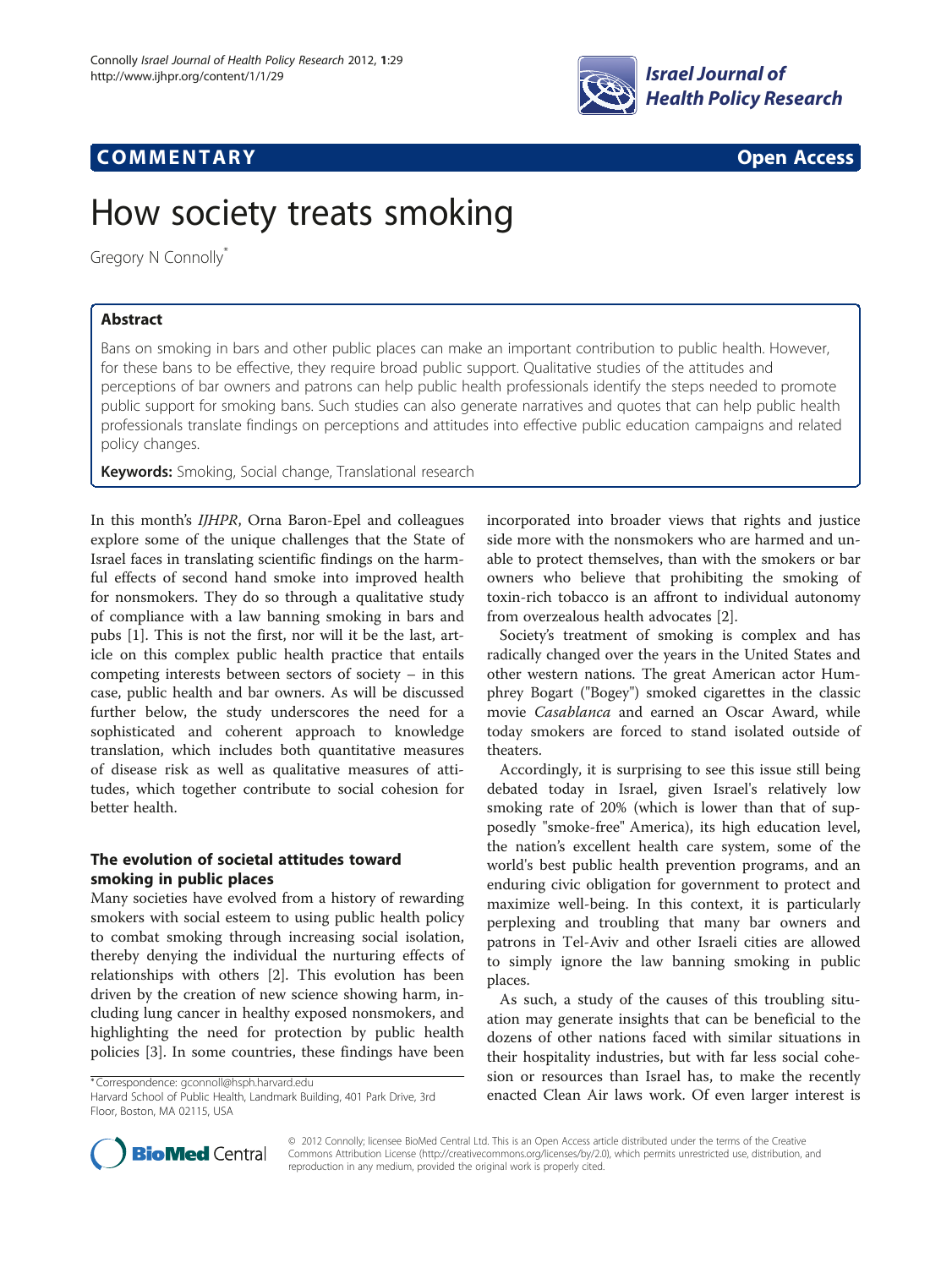COMMENTARY

Open Access

# How society treats smoking

Gregory N Connolly*

## Abstract

Bans on smoking in bars and other public places can make an important contribution to public health. However, for these bans to be effective, they require broad public support. Qualitative studies of the attitudes and perceptions of bar owners and patrons can help public health professionals identify the steps needed to promote public support for smoking bans. Such studies can also generate narratives and quotes that can help public health professionals translate findings on perceptions and attitudes into effective public education campaigns and related policy changes.

**Keywords:** Smoking, Social change, Translational research

In this month's *IJHPR*, Orna Baron-Epel and colleagues explore some of the unique challenges that the State of Israel faces in translating scientific findings on the harmful effects of second hand smoke into improved health for nonsmokers. They do so through a qualitative study of compliance with a law banning smoking in bars and pubs [1]. This is not the first, nor will it be the last, article on this complex public health practice that entails competing interests between sectors of society – in this case, public health and bar owners. As will be discussed further below, the study underscores the need for a sophisticated and coherent approach to knowledge translation, which includes both quantitative measures of disease risk as well as qualitative measures of attitudes, which together contribute to social cohesion for better health.

### The evolution of societal attitudes toward smoking in public places

Many societies have evolved from a history of rewarding smokers with social esteem to using public health policy to combat smoking through increasing social isolation, thereby denying the individual the nurturing effects of relationships with others [2]. This evolution has been driven by the creation of new science showing harm, including lung cancer in healthy exposed nonsmokers, and highlighting the need for protection by public health policies [3]. In some countries, these findings have been incorporated into broader views that rights and justice side more with the nonsmokers who are harmed and unable to protect themselves, than with the smokers or bar owners who believe that prohibiting the smoking of toxin-rich tobacco is an affront to individual autonomy from overzealous health advocates [2].

Society's treatment of smoking is complex and has radically changed over the years in the United States and other western nations. The great American actor Humphrey Bogart ("Bogey") smoked cigarettes in the classic movie *Casablanca* and earned an Oscar Award, while today smokers are forced to stand isolated outside of theaters.

Accordingly, it is surprising to see this issue still being debated today in Israel, given Israel's relatively low smoking rate of 20% (which is lower than that of supposedly "smoke-free" America), its high education level, the nation's excellent health care system, some of the world's best public health prevention programs, and an enduring civic obligation for government to protect and maximize well-being. In this context, it is particularly perplexing and troubling that many bar owners and patrons in Tel-Aviv and other Israeli cities are allowed to simply ignore the law banning smoking in public places.

As such, a study of the causes of this troubling situation may generate insights that can be beneficial to the dozens of other nations faced with similar situations in their hospitality industries, but with far less social cohesion or resources than Israel has, to make the recently enacted Clean Air laws work. Of even larger interest is

*Correspondence: gconnoll@hsph.harvard.edu
Harvard School of Public Health, Landmark Building, 401 Park Drive, 3rd Floor, Boston, MA 02115, USA

© 2012 Connolly; licensee BioMed Central Ltd. This is an Open Access article distributed under the terms of the Creative Commons Attribution License (http://creativecommons.org/licenses/by/2.0), which permits unrestricted use, distribution, and reproduction in any medium, provided the original work is properly cited.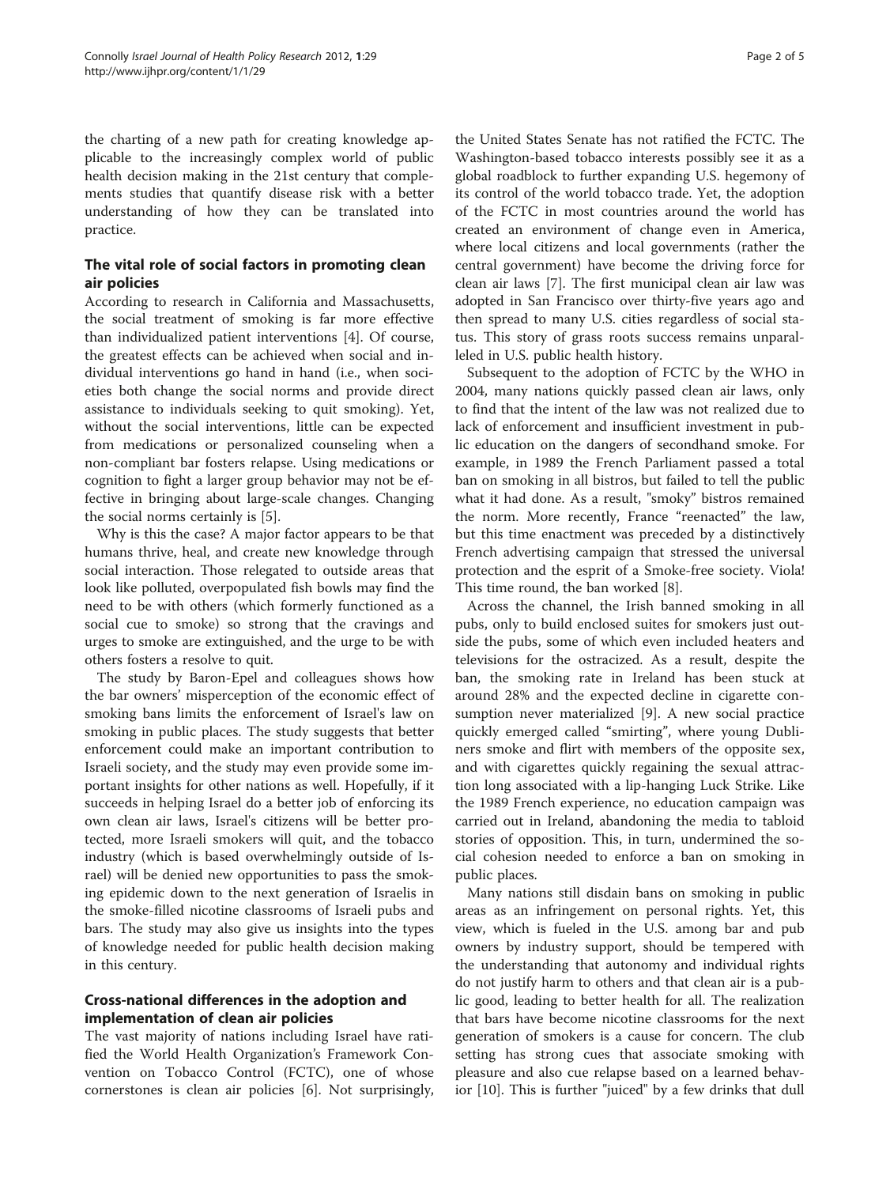the charting of a new path for creating knowledge applicable to the increasingly complex world of public health decision making in the 21st century that complements studies that quantify disease risk with a better understanding of how they can be translated into practice.

## The vital role of social factors in promoting clean air policies

According to research in California and Massachusetts, the social treatment of smoking is far more effective than individualized patient interventions [4]. Of course, the greatest effects can be achieved when social and individual interventions go hand in hand (i.e., when societies both change the social norms and provide direct assistance to individuals seeking to quit smoking). Yet, without the social interventions, little can be expected from medications or personalized counseling when a non-compliant bar fosters relapse. Using medications or cognition to fight a larger group behavior may not be effective in bringing about large-scale changes. Changing the social norms certainly is [5].

Why is this the case? A major factor appears to be that humans thrive, heal, and create new knowledge through social interaction. Those relegated to outside areas that look like polluted, overpopulated fish bowls may find the need to be with others (which formerly functioned as a social cue to smoke) so strong that the cravings and urges to smoke are extinguished, and the urge to be with others fosters a resolve to quit.

The study by Baron-Epel and colleagues shows how the bar owners' misperception of the economic effect of smoking bans limits the enforcement of Israel's law on smoking in public places. The study suggests that better enforcement could make an important contribution to Israeli society, and the study may even provide some important insights for other nations as well. Hopefully, if it succeeds in helping Israel do a better job of enforcing its own clean air laws, Israel's citizens will be better protected, more Israeli smokers will quit, and the tobacco industry (which is based overwhelmingly outside of Israel) will be denied new opportunities to pass the smoking epidemic down to the next generation of Israelis in the smoke-filled nicotine classrooms of Israeli pubs and bars. The study may also give us insights into the types of knowledge needed for public health decision making in this century.

## Cross-national differences in the adoption and implementation of clean air policies

The vast majority of nations including Israel have ratified the World Health Organization's Framework Convention on Tobacco Control (FCTC), one of whose cornerstones is clean air policies [6]. Not surprisingly, the United States Senate has not ratified the FCTC. The Washington-based tobacco interests possibly see it as a global roadblock to further expanding U.S. hegemony of its control of the world tobacco trade. Yet, the adoption of the FCTC in most countries around the world has created an environment of change even in America, where local citizens and local governments (rather the central government) have become the driving force for clean air laws [7]. The first municipal clean air law was adopted in San Francisco over thirty-five years ago and then spread to many U.S. cities regardless of social status. This story of grass roots success remains unparalleled in U.S. public health history.

Subsequent to the adoption of FCTC by the WHO in 2004, many nations quickly passed clean air laws, only to find that the intent of the law was not realized due to lack of enforcement and insufficient investment in public education on the dangers of secondhand smoke. For example, in 1989 the French Parliament passed a total ban on smoking in all bistros, but failed to tell the public what it had done. As a result, "smoky" bistros remained the norm. More recently, France "reenacted" the law, but this time enactment was preceded by a distinctively French advertising campaign that stressed the universal protection and the esprit of a Smoke-free society. Viola! This time round, the ban worked [8].

Across the channel, the Irish banned smoking in all pubs, only to build enclosed suites for smokers just outside the pubs, some of which even included heaters and televisions for the ostracized. As a result, despite the ban, the smoking rate in Ireland has been stuck at around 28% and the expected decline in cigarette consumption never materialized [9]. A new social practice quickly emerged called "smirting", where young Dubliners smoke and flirt with members of the opposite sex, and with cigarettes quickly regaining the sexual attraction long associated with a lip-hanging Luck Strike. Like the 1989 French experience, no education campaign was carried out in Ireland, abandoning the media to tabloid stories of opposition. This, in turn, undermined the social cohesion needed to enforce a ban on smoking in public places.

Many nations still disdain bans on smoking in public areas as an infringement on personal rights. Yet, this view, which is fueled in the U.S. among bar and pub owners by industry support, should be tempered with the understanding that autonomy and individual rights do not justify harm to others and that clean air is a public good, leading to better health for all. The realization that bars have become nicotine classrooms for the next generation of smokers is a cause for concern. The club setting has strong cues that associate smoking with pleasure and also cue relapse based on a learned behavior [10]. This is further "juiced" by a few drinks that dull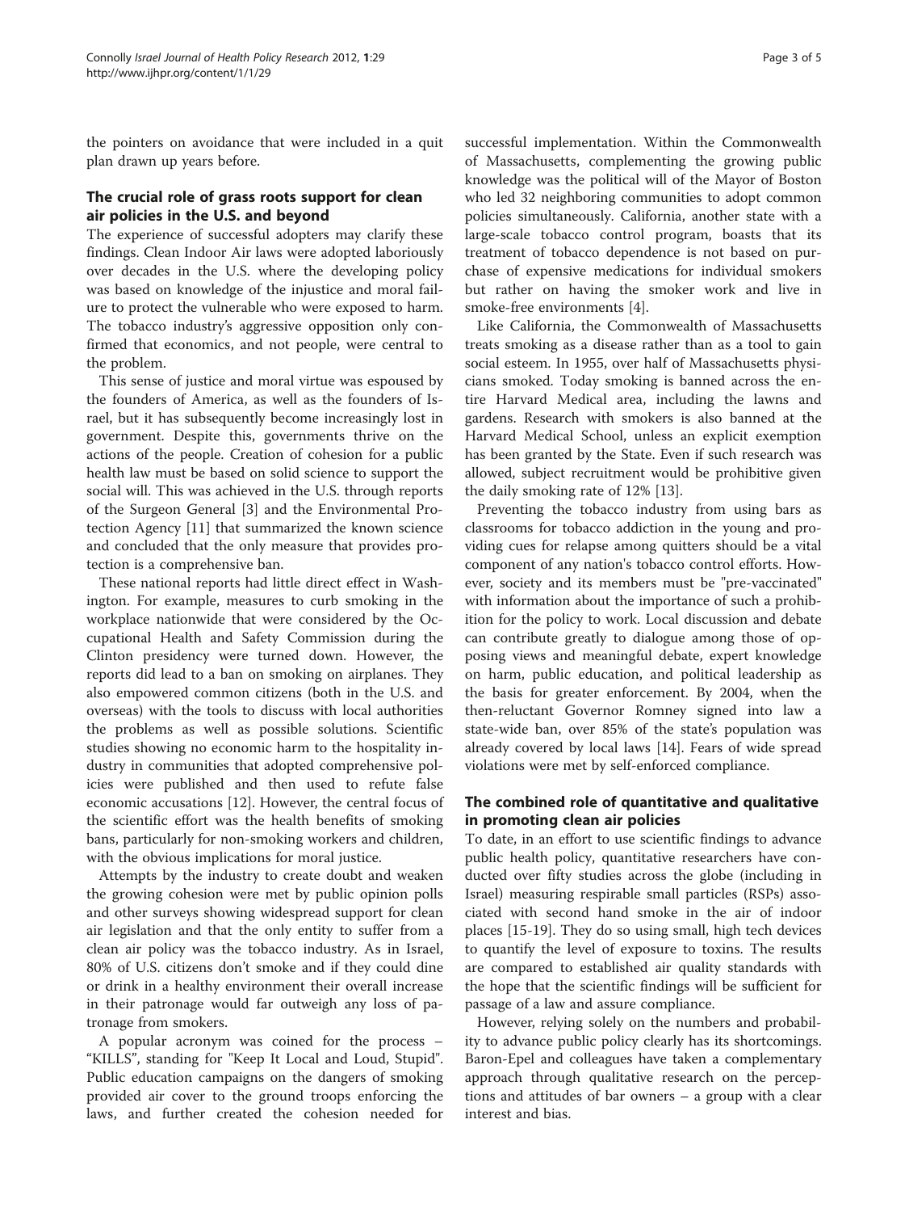the pointers on avoidance that were included in a quit plan drawn up years before.

## The crucial role of grass roots support for clean air policies in the U.S. and beyond

The experience of successful adopters may clarify these findings. Clean Indoor Air laws were adopted laboriously over decades in the U.S. where the developing policy was based on knowledge of the injustice and moral failure to protect the vulnerable who were exposed to harm. The tobacco industry's aggressive opposition only confirmed that economics, and not people, were central to the problem.

This sense of justice and moral virtue was espoused by the founders of America, as well as the founders of Israel, but it has subsequently become increasingly lost in government. Despite this, governments thrive on the actions of the people. Creation of cohesion for a public health law must be based on solid science to support the social will. This was achieved in the U.S. through reports of the Surgeon General [3] and the Environmental Protection Agency [11] that summarized the known science and concluded that the only measure that provides protection is a comprehensive ban.

These national reports had little direct effect in Washington. For example, measures to curb smoking in the workplace nationwide that were considered by the Occupational Health and Safety Commission during the Clinton presidency were turned down. However, the reports did lead to a ban on smoking on airplanes. They also empowered common citizens (both in the U.S. and overseas) with the tools to discuss with local authorities the problems as well as possible solutions. Scientific studies showing no economic harm to the hospitality industry in communities that adopted comprehensive policies were published and then used to refute false economic accusations [12]. However, the central focus of the scientific effort was the health benefits of smoking bans, particularly for non-smoking workers and children, with the obvious implications for moral justice.

Attempts by the industry to create doubt and weaken the growing cohesion were met by public opinion polls and other surveys showing widespread support for clean air legislation and that the only entity to suffer from a clean air policy was the tobacco industry. As in Israel, 80% of U.S. citizens don't smoke and if they could dine or drink in a healthy environment their overall increase in their patronage would far outweigh any loss of patronage from smokers.

A popular acronym was coined for the process – "KILLS", standing for "Keep It Local and Loud, Stupid". Public education campaigns on the dangers of smoking provided air cover to the ground troops enforcing the laws, and further created the cohesion needed for successful implementation. Within the Commonwealth of Massachusetts, complementing the growing public knowledge was the political will of the Mayor of Boston who led 32 neighboring communities to adopt common policies simultaneously. California, another state with a large-scale tobacco control program, boasts that its treatment of tobacco dependence is not based on purchase of expensive medications for individual smokers but rather on having the smoker work and live in smoke-free environments [4].

Like California, the Commonwealth of Massachusetts treats smoking as a disease rather than as a tool to gain social esteem. In 1955, over half of Massachusetts physicians smoked. Today smoking is banned across the entire Harvard Medical area, including the lawns and gardens. Research with smokers is also banned at the Harvard Medical School, unless an explicit exemption has been granted by the State. Even if such research was allowed, subject recruitment would be prohibitive given the daily smoking rate of 12% [13].

Preventing the tobacco industry from using bars as classrooms for tobacco addiction in the young and providing cues for relapse among quitters should be a vital component of any nation's tobacco control efforts. However, society and its members must be "pre-vaccinated" with information about the importance of such a prohibition for the policy to work. Local discussion and debate can contribute greatly to dialogue among those of opposing views and meaningful debate, expert knowledge on harm, public education, and political leadership as the basis for greater enforcement. By 2004, when the then-reluctant Governor Romney signed into law a state-wide ban, over 85% of the state's population was already covered by local laws [14]. Fears of wide spread violations were met by self-enforced compliance.

## The combined role of quantitative and qualitative in promoting clean air policies

To date, in an effort to use scientific findings to advance public health policy, quantitative researchers have conducted over fifty studies across the globe (including in Israel) measuring respirable small particles (RSPs) associated with second hand smoke in the air of indoor places [15-19]. They do so using small, high tech devices to quantify the level of exposure to toxins. The results are compared to established air quality standards with the hope that the scientific findings will be sufficient for passage of a law and assure compliance.

However, relying solely on the numbers and probability to advance public policy clearly has its shortcomings. Baron-Epel and colleagues have taken a complementary approach through qualitative research on the perceptions and attitudes of bar owners – a group with a clear interest and bias.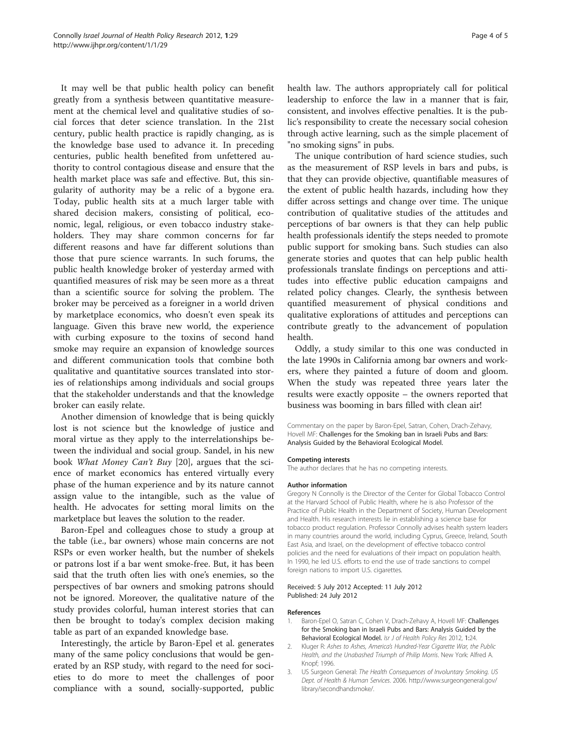It may well be that public health policy can benefit greatly from a synthesis between quantitative measurement at the chemical level and qualitative studies of social forces that deter science translation. In the 21st century, public health practice is rapidly changing, as is the knowledge base used to advance it. In preceding centuries, public health benefited from unfettered authority to control contagious disease and ensure that the health market place was safe and effective. But, this singularity of authority may be a relic of a bygone era. Today, public health sits at a much larger table with shared decision makers, consisting of political, economic, legal, religious, or even tobacco industry stakeholders. They may share common concerns for far different reasons and have far different solutions than those that pure science warrants. In such forums, the public health knowledge broker of yesterday armed with quantified measures of risk may be seen more as a threat than a scientific source for solving the problem. The broker may be perceived as a foreigner in a world driven by marketplace economics, who doesn't even speak its language. Given this brave new world, the experience with curbing exposure to the toxins of second hand smoke may require an expansion of knowledge sources and different communication tools that combine both qualitative and quantitative sources translated into stories of relationships among individuals and social groups that the stakeholder understands and that the knowledge broker can easily relate.

Another dimension of knowledge that is being quickly lost is not science but the knowledge of justice and moral virtue as they apply to the interrelationships between the individual and social group. Sandel, in his new book *What Money Can't Buy* [20], argues that the science of market economics has entered virtually every phase of the human experience and by its nature cannot assign value to the intangible, such as the value of health. He advocates for setting moral limits on the marketplace but leaves the solution to the reader.

Baron-Epel and colleagues chose to study a group at the table (i.e., bar owners) whose main concerns are not RSPs or even worker health, but the number of shekels or patrons lost if a bar went smoke-free. But, it has been said that the truth often lies with one's enemies, so the perspectives of bar owners and smoking patrons should not be ignored. Moreover, the qualitative nature of the study provides colorful, human interest stories that can then be brought to today's complex decision making table as part of an expanded knowledge base.

Interestingly, the article by Baron-Epel et al. generates many of the same policy conclusions that would be generated by an RSP study, with regard to the need for societies to do more to meet the challenges of poor compliance with a sound, socially-supported, public health law. The authors appropriately call for political leadership to enforce the law in a manner that is fair, consistent, and involves effective penalties. It is the public's responsibility to create the necessary social cohesion through active learning, such as the simple placement of "no smoking signs" in pubs.

The unique contribution of hard science studies, such as the measurement of RSP levels in bars and pubs, is that they can provide objective, quantifiable measures of the extent of public health hazards, including how they differ across settings and change over time. The unique contribution of qualitative studies of the attitudes and perceptions of bar owners is that they can help public health professionals identify the steps needed to promote public support for smoking bans. Such studies can also generate stories and quotes that can help public health professionals translate findings on perceptions and attitudes into effective public education campaigns and related policy changes. Clearly, the synthesis between quantified measurement of physical conditions and qualitative explorations of attitudes and perceptions can contribute greatly to the advancement of population health.

Oddly, a study similar to this one was conducted in the late 1990s in California among bar owners and workers, where they painted a future of doom and gloom. When the study was repeated three years later the results were exactly opposite – the owners reported that business was booming in bars filled with clean air!

Commentary on the paper by Baron-Epel, Satran, Cohen, Drach-Zehavy, Hovell MF: Challenges for the Smoking ban in Israeli Pubs and Bars: Analysis Guided by the Behavioral Ecological Model.

#### Competing interests

The author declares that he has no competing interests.

#### Author information

Gregory N Connolly is the Director of the Center for Global Tobacco Control at the Harvard School of Public Health, where he is also Professor of the Practice of Public Health in the Department of Society, Human Development and Health. His research interests lie in establishing a science base for tobacco product regulation. Professor Connolly advises health system leaders in many countries around the world, including Cyprus, Greece, Ireland, South East Asia, and Israel, on the development of effective tobacco control policies and the need for evaluations of their impact on population health. In 1990, he led U.S. efforts to end the use of trade sanctions to compel foreign nations to import U.S. cigarettes.

Received: 5 July 2012 Accepted: 11 July 2012
Published: 24 July 2012

#### References

1. Baron-Epel O, Satran C, Cohen V, Drach-Zehavy A, Hovell MF: Challenges for the Smoking ban in Israeli Pubs and Bars: Analysis Guided by the Behavioral Ecological Model. *Isr J of Health Policy Res* 2012, 1:24.
2. Kluger R: *Ashes to Ashes, America's Hundred-Year Cigarette War, the Public Health, and the Unabashed Triumph of Philip Morris*. New York: Alfred A. Knopf; 1996.
3. US Surgeon General: *The Health Consequences of Involuntary Smoking. US Dept. of Health & Human Services*. 2006. http://www.surgeongeneral.gov/library/secondhandsmoke/.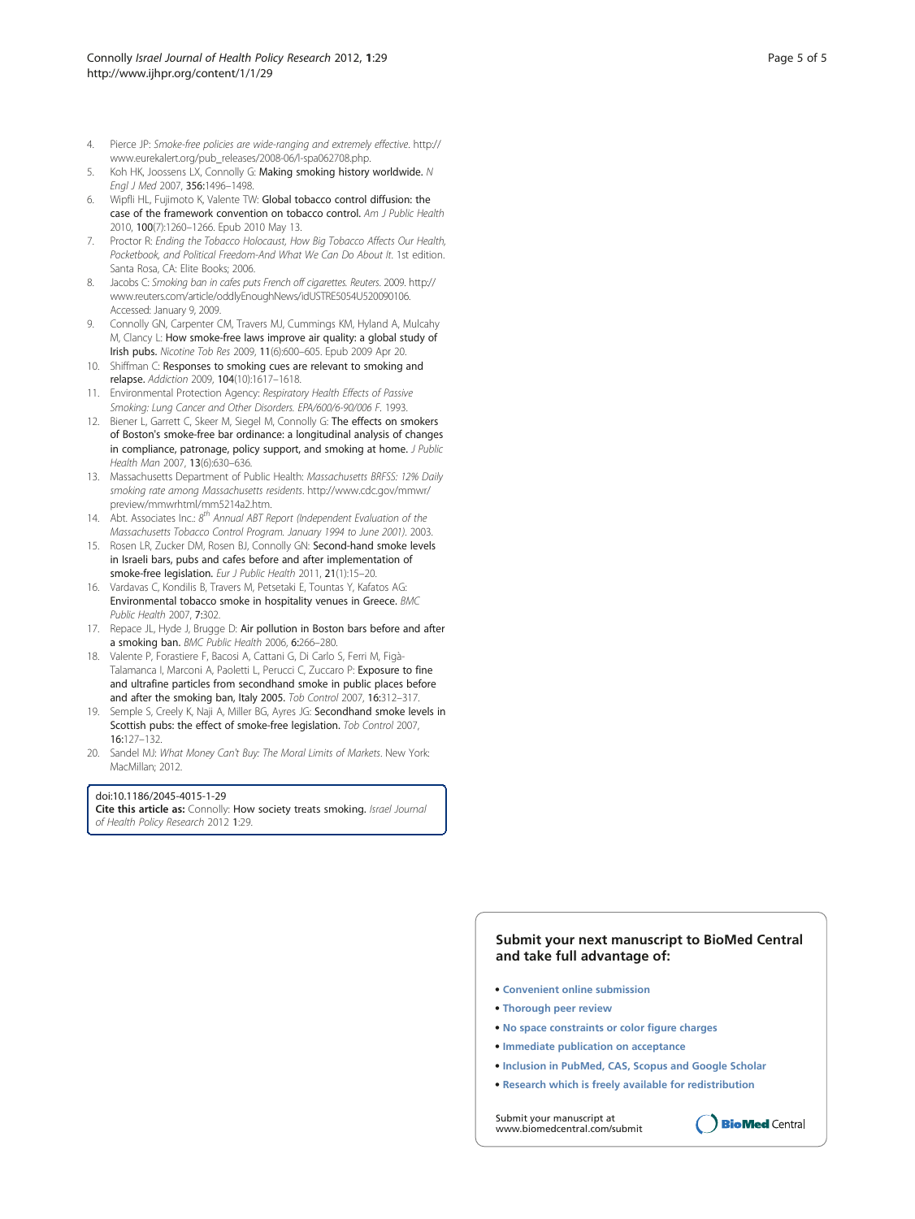4. Pierce JP: *Smoke-free policies are wide-ranging and extremely effective*. http://www.eurekalert.org/pub_releases/2008-06/l-spa062708.php.
5. Koh HK, Joossens LX, Connolly G: **Making smoking history worldwide.** *N Engl J Med* 2007, **356:**1496–1498.
6. Wipfli HL, Fujimoto K, Valente TW: **Global tobacco control diffusion: the case of the framework convention on tobacco control.** *Am J Public Health* 2010, **100**(7):1260–1266. Epub 2010 May 13.
7. Proctor R: *Ending the Tobacco Holocaust, How Big Tobacco Affects Our Health, Pocketbook, and Political Freedom-And What We Can Do About It*. 1st edition. Santa Rosa, CA: Elite Books; 2006.
8. Jacobs C: *Smoking ban in cafes puts French off cigarettes. Reuters*. 2009. http://www.reuters.com/article/oddlyEnoughNews/idUSTRE5054U520090106. Accessed: January 9, 2009.
9. Connolly GN, Carpenter CM, Travers MJ, Cummings KM, Hyland A, Mulcahy M, Clancy L: **How smoke-free laws improve air quality: a global study of Irish pubs.** *Nicotine Tob Res* 2009, **11**(6):600–605. Epub 2009 Apr 20.
10. Shiffman C: **Responses to smoking cues are relevant to smoking and relapse.** *Addiction* 2009, **104**(10):1617–1618.
11. Environmental Protection Agency: *Respiratory Health Effects of Passive Smoking: Lung Cancer and Other Disorders. EPA/600/6-90/006 F*. 1993.
12. Biener L, Garrett C, Skeer M, Siegel M, Connolly G: **The effects on smokers of Boston's smoke-free bar ordinance: a longitudinal analysis of changes in compliance, patronage, policy support, and smoking at home.** *J Public Health Man* 2007, **13**(6):630–636.
13. Massachusetts Department of Public Health: *Massachusetts BRFSS: 12% Daily smoking rate among Massachusetts residents*. http://www.cdc.gov/mmwr/preview/mmwrhtml/mm5214a2.htm.
14. Abt. Associates Inc.: *8th Annual ABT Report (Independent Evaluation of the Massachusetts Tobacco Control Program. January 1994 to June 2001)*. 2003.
15. Rosen LR, Zucker DM, Rosen BJ, Connolly GN: **Second-hand smoke levels in Israeli bars, pubs and cafes before and after implementation of smoke-free legislation.** *Eur J Public Health* 2011, **21**(1):15–20.
16. Vardavas C, Kondilis B, Travers M, Petsetaki E, Tountas Y, Kafatos AG: **Environmental tobacco smoke in hospitality venues in Greece.** *BMC Public Health* 2007, **7:**302.
17. Repace JL, Hyde J, Brugge D: **Air pollution in Boston bars before and after a smoking ban.** *BMC Public Health* 2006, **6:**266–280.
18. Valente P, Forastiere F, Bacosi A, Cattani G, Di Carlo S, Ferri M, Figà-Talamanca I, Marconi A, Paoletti L, Perucci C, Zuccaro P: **Exposure to fine and ultrafine particles from secondhand smoke in public places before and after the smoking ban, Italy 2005.** *Tob Control* 2007, **16:**312–317.
19. Semple S, Creely K, Naji A, Miller BG, Ayres JG: **Secondhand smoke levels in Scottish pubs: the effect of smoke-free legislation.** *Tob Control* 2007, **16:**127–132.
20. Sandel MJ: *What Money Can't Buy: The Moral Limits of Markets*. New York: MacMillan; 2012.

doi:10.1186/2045-4015-1-29
**Cite this article as:** Connolly: How society treats smoking. *Israel Journal of Health Policy Research* 2012 **1**:29.

**Submit your next manuscript to BioMed Central and take full advantage of:**

- **Convenient online submission**
- **Thorough peer review**
- **No space constraints or color figure charges**
- **Immediate publication on acceptance**
- **Inclusion in PubMed, CAS, Scopus and Google Scholar**
- **Research which is freely available for redistribution**

Submit your manuscript at
www.biomedcentral.com/submit